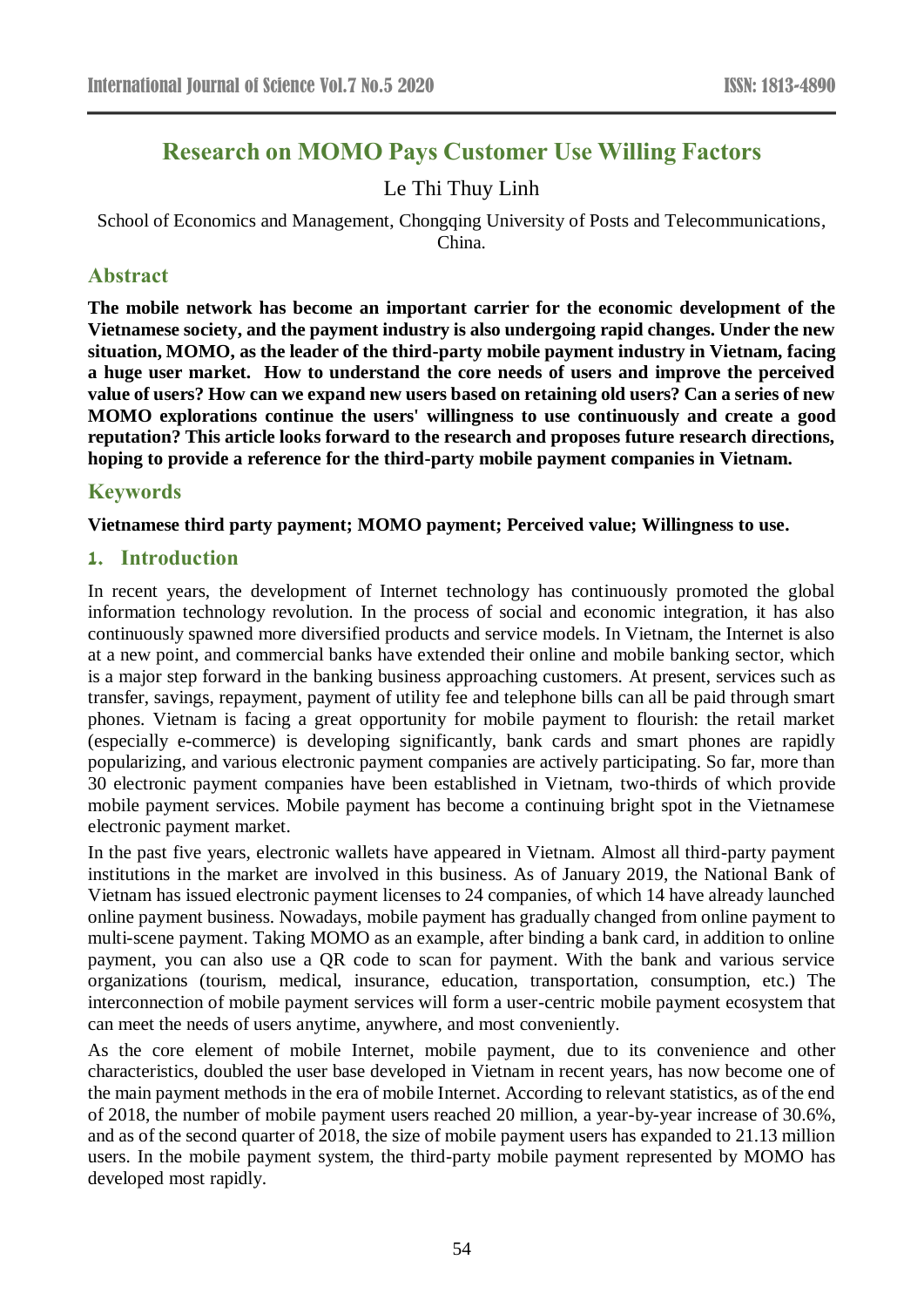# Research on MOMO Pays Customer Use Willing Factors

Le Thi Thuy Linh

School of Economics and Management, Chongqing University of Posts and Telecommunications, China.

## Abstract

**The mobile network has become an important carrier for the economic development of the Vietnamese society, and the payment industry is also undergoing rapid changes. Under the new situation, MOMO, as the leader of the third-party mobile payment industry in Vietnam, facing a huge user market. How to understand the core needs of users and improve the perceived value of users? How can we expand new users based on retaining old users? Can a series of new MOMO explorations continue the users' willingness to use continuously and create a good reputation? This article looks forward to the research and proposes future research directions, hoping to provide a reference for the third-party mobile payment companies in Vietnam.**

## Keywords

**Vietnamese third party payment; MOMO payment; Perceived value; Willingness to use.**

## 1. Introduction

In recent years, the development of Internet technology has continuously promoted the global information technology revolution. In the process of social and economic integration, it has also continuously spawned more diversified products and service models. In Vietnam, the Internet is also at a new point, and commercial banks have extended their online and mobile banking sector, which is a major step forward in the banking business approaching customers. At present, services such as transfer, savings, repayment, payment of utility fee and telephone bills can all be paid through smart phones. Vietnam is facing a great opportunity for mobile payment to flourish: the retail market (especially e-commerce) is developing significantly, bank cards and smart phones are rapidly popularizing, and various electronic payment companies are actively participating. So far, more than 30 electronic payment companies have been established in Vietnam, two-thirds of which provide mobile payment services. Mobile payment has become a continuing bright spot in the Vietnamese electronic payment market.

In the past five years, electronic wallets have appeared in Vietnam. Almost all third-party payment institutions in the market are involved in this business. As of January 2019, the National Bank of Vietnam has issued electronic payment licenses to 24 companies, of which 14 have already launched online payment business. Nowadays, mobile payment has gradually changed from online payment to multi-scene payment. Taking MOMO as an example, after binding a bank card, in addition to online payment, you can also use a QR code to scan for payment. With the bank and various service organizations (tourism, medical, insurance, education, transportation, consumption, etc.) The interconnection of mobile payment services will form a user-centric mobile payment ecosystem that can meet the needs of users anytime, anywhere, and most conveniently.

As the core element of mobile Internet, mobile payment, due to its convenience and other characteristics, doubled the user base developed in Vietnam in recent years, has now become one of the main payment methods in the era of mobile Internet. According to relevant statistics, as of the end of 2018, the number of mobile payment users reached 20 million, a year-by-year increase of 30.6%, and as of the second quarter of 2018, the size of mobile payment users has expanded to 21.13 million users. In the mobile payment system, the third-party mobile payment represented by MOMO has developed most rapidly.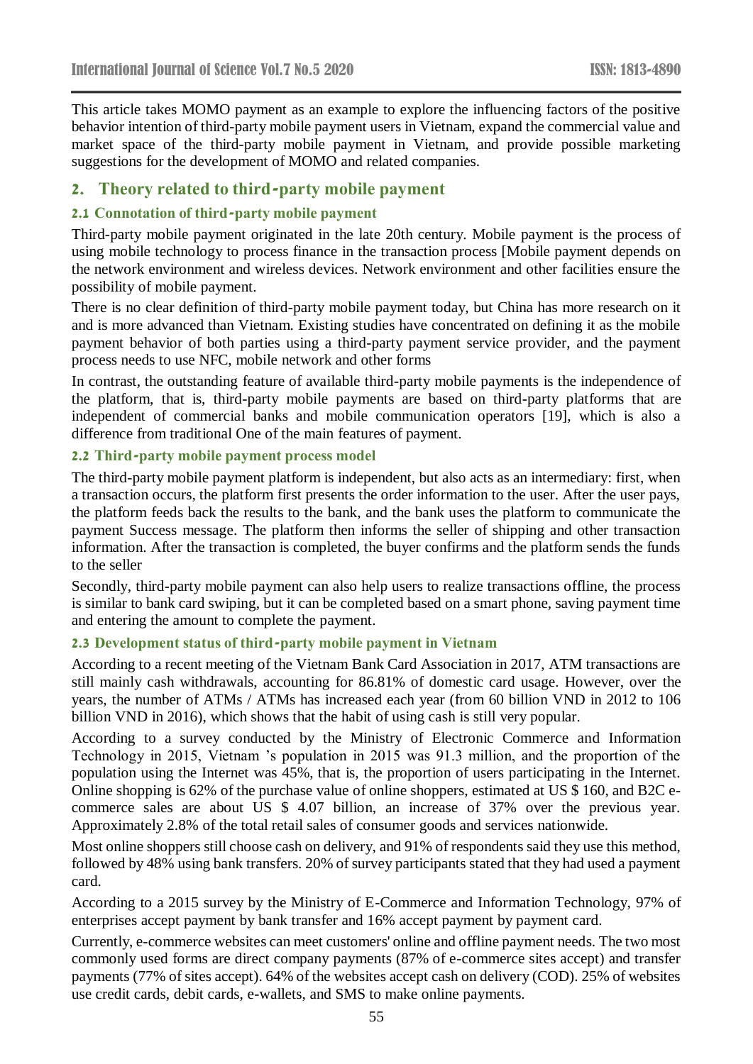This article takes MOMO payment as an example to explore the influencing factors of the positive behavior intention of third-party mobile payment users in Vietnam, expand the commercial value and market space of the third-party mobile payment in Vietnam, and provide possible marketing suggestions for the development of MOMO and related companies.

## 2. Theory related to third-party mobile payment

### 2.1 Connotation of third-party mobile payment

Third-party mobile payment originated in the late 20th century. Mobile payment is the process of using mobile technology to process finance in the transaction process [Mobile payment depends on the network environment and wireless devices. Network environment and other facilities ensure the possibility of mobile payment.

There is no clear definition of third-party mobile payment today, but China has more research on it and is more advanced than Vietnam. Existing studies have concentrated on defining it as the mobile payment behavior of both parties using a third-party payment service provider, and the payment process needs to use NFC, mobile network and other forms

In contrast, the outstanding feature of available third-party mobile payments is the independence of the platform, that is, third-party mobile payments are based on third-party platforms that are independent of commercial banks and mobile communication operators [19], which is also a difference from traditional One of the main features of payment.

### 2.2 Third-party mobile payment process model

The third-party mobile payment platform is independent, but also acts as an intermediary: first, when a transaction occurs, the platform first presents the order information to the user. After the user pays, the platform feeds back the results to the bank, and the bank uses the platform to communicate the payment Success message. The platform then informs the seller of shipping and other transaction information. After the transaction is completed, the buyer confirms and the platform sends the funds to the seller

Secondly, third-party mobile payment can also help users to realize transactions offline, the process is similar to bank card swiping, but it can be completed based on a smart phone, saving payment time and entering the amount to complete the payment.

### 2.3 Development status of third-party mobile payment in Vietnam

According to a recent meeting of the Vietnam Bank Card Association in 2017, ATM transactions are still mainly cash withdrawals, accounting for 86.81% of domestic card usage. However, over the years, the number of ATMs / ATMs has increased each year (from 60 billion VND in 2012 to 106 billion VND in 2016), which shows that the habit of using cash is still very popular.

According to a survey conducted by the Ministry of Electronic Commerce and Information Technology in 2015, Vietnam 's population in 2015 was 91.3 million, and the proportion of the population using the Internet was 45%, that is, the proportion of users participating in the Internet. Online shopping is 62% of the purchase value of online shoppers, estimated at US $ 160, and B2C e-commerce sales are about US $ 4.07 billion, an increase of 37% over the previous year. Approximately 2.8% of the total retail sales of consumer goods and services nationwide.

Most online shoppers still choose cash on delivery, and 91% of respondents said they use this method, followed by 48% using bank transfers. 20% of survey participants stated that they had used a payment card.

According to a 2015 survey by the Ministry of E-Commerce and Information Technology, 97% of enterprises accept payment by bank transfer and 16% accept payment by payment card.

Currently, e-commerce websites can meet customers' online and offline payment needs. The two most commonly used forms are direct company payments (87% of e-commerce sites accept) and transfer payments (77% of sites accept). 64% of the websites accept cash on delivery (COD). 25% of websites use credit cards, debit cards, e-wallets, and SMS to make online payments.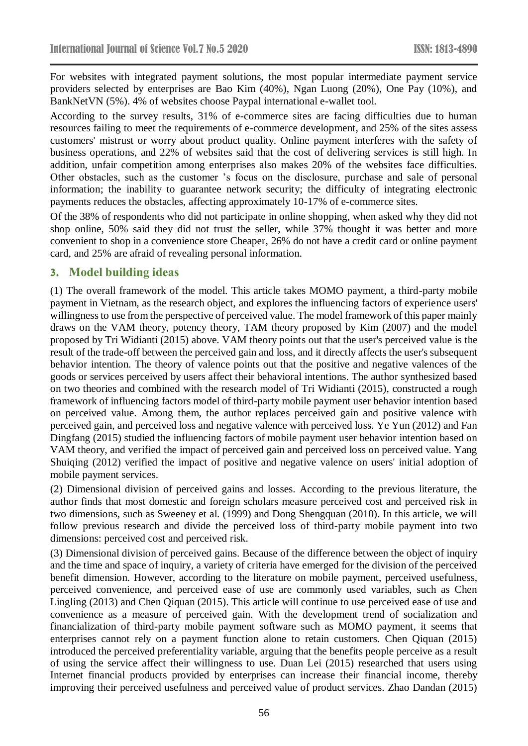For websites with integrated payment solutions, the most popular intermediate payment service providers selected by enterprises are Bao Kim (40%), Ngan Luong (20%), One Pay (10%), and BankNetVN (5%). 4% of websites choose Paypal international e-wallet tool.

According to the survey results, 31% of e-commerce sites are facing difficulties due to human resources failing to meet the requirements of e-commerce development, and 25% of the sites assess customers' mistrust or worry about product quality. Online payment interferes with the safety of business operations, and 22% of websites said that the cost of delivering services is still high. In addition, unfair competition among enterprises also makes 20% of the websites face difficulties. Other obstacles, such as the customer 's focus on the disclosure, purchase and sale of personal information; the inability to guarantee network security; the difficulty of integrating electronic payments reduces the obstacles, affecting approximately 10-17% of e-commerce sites.

Of the 38% of respondents who did not participate in online shopping, when asked why they did not shop online, 50% said they did not trust the seller, while 37% thought it was better and more convenient to shop in a convenience store Cheaper, 26% do not have a credit card or online payment card, and 25% are afraid of revealing personal information.

## 3. Model building ideas

(1) The overall framework of the model. This article takes MOMO payment, a third-party mobile payment in Vietnam, as the research object, and explores the influencing factors of experience users' willingness to use from the perspective of perceived value. The model framework of this paper mainly draws on the VAM theory, potency theory, TAM theory proposed by Kim (2007) and the model proposed by Tri Widianti (2015) above. VAM theory points out that the user's perceived value is the result of the trade-off between the perceived gain and loss, and it directly affects the user's subsequent behavior intention. The theory of valence points out that the positive and negative valences of the goods or services perceived by users affect their behavioral intentions. The author synthesized based on two theories and combined with the research model of Tri Widianti (2015), constructed a rough framework of influencing factors model of third-party mobile payment user behavior intention based on perceived value. Among them, the author replaces perceived gain and positive valence with perceived gain, and perceived loss and negative valence with perceived loss. Ye Yun (2012) and Fan Dingfang (2015) studied the influencing factors of mobile payment user behavior intention based on VAM theory, and verified the impact of perceived gain and perceived loss on perceived value. Yang Shuiqing (2012) verified the impact of positive and negative valence on users' initial adoption of mobile payment services.

(2) Dimensional division of perceived gains and losses. According to the previous literature, the author finds that most domestic and foreign scholars measure perceived cost and perceived risk in two dimensions, such as Sweeney et al. (1999) and Dong Shengquan (2010). In this article, we will follow previous research and divide the perceived loss of third-party mobile payment into two dimensions: perceived cost and perceived risk.

(3) Dimensional division of perceived gains. Because of the difference between the object of inquiry and the time and space of inquiry, a variety of criteria have emerged for the division of the perceived benefit dimension. However, according to the literature on mobile payment, perceived usefulness, perceived convenience, and perceived ease of use are commonly used variables, such as Chen Lingling (2013) and Chen Qiquan (2015). This article will continue to use perceived ease of use and convenience as a measure of perceived gain. With the development trend of socialization and financialization of third-party mobile payment software such as MOMO payment, it seems that enterprises cannot rely on a payment function alone to retain customers. Chen Qiquan (2015) introduced the perceived preferentiality variable, arguing that the benefits people perceive as a result of using the service affect their willingness to use. Duan Lei (2015) researched that users using Internet financial products provided by enterprises can increase their financial income, thereby improving their perceived usefulness and perceived value of product services. Zhao Dandan (2015)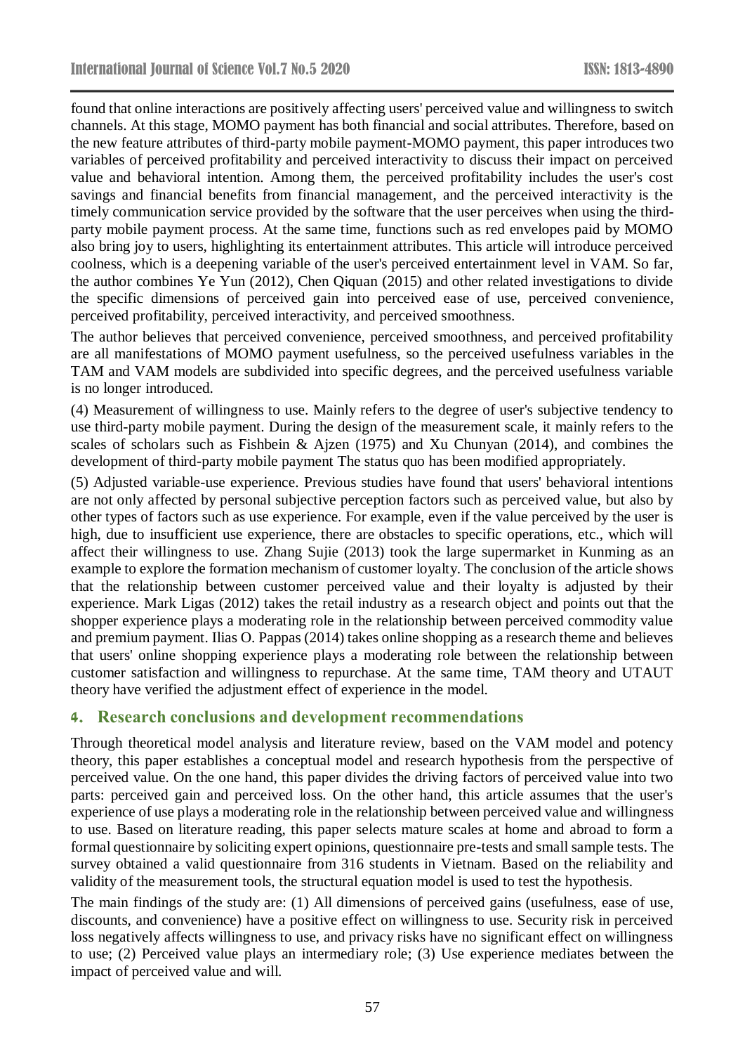found that online interactions are positively affecting users' perceived value and willingness to switch channels. At this stage, MOMO payment has both financial and social attributes. Therefore, based on the new feature attributes of third-party mobile payment-MOMO payment, this paper introduces two variables of perceived profitability and perceived interactivity to discuss their impact on perceived value and behavioral intention. Among them, the perceived profitability includes the user's cost savings and financial benefits from financial management, and the perceived interactivity is the timely communication service provided by the software that the user perceives when using the third-party mobile payment process. At the same time, functions such as red envelopes paid by MOMO also bring joy to users, highlighting its entertainment attributes. This article will introduce perceived coolness, which is a deepening variable of the user's perceived entertainment level in VAM. So far, the author combines Ye Yun (2012), Chen Qiquan (2015) and other related investigations to divide the specific dimensions of perceived gain into perceived ease of use, perceived convenience, perceived profitability, perceived interactivity, and perceived smoothness.

The author believes that perceived convenience, perceived smoothness, and perceived profitability are all manifestations of MOMO payment usefulness, so the perceived usefulness variables in the TAM and VAM models are subdivided into specific degrees, and the perceived usefulness variable is no longer introduced.

(4) Measurement of willingness to use. Mainly refers to the degree of user's subjective tendency to use third-party mobile payment. During the design of the measurement scale, it mainly refers to the scales of scholars such as Fishbein & Ajzen (1975) and Xu Chunyan (2014), and combines the development of third-party mobile payment The status quo has been modified appropriately.

(5) Adjusted variable-use experience. Previous studies have found that users' behavioral intentions are not only affected by personal subjective perception factors such as perceived value, but also by other types of factors such as use experience. For example, even if the value perceived by the user is high, due to insufficient use experience, there are obstacles to specific operations, etc., which will affect their willingness to use. Zhang Sujie (2013) took the large supermarket in Kunming as an example to explore the formation mechanism of customer loyalty. The conclusion of the article shows that the relationship between customer perceived value and their loyalty is adjusted by their experience. Mark Ligas (2012) takes the retail industry as a research object and points out that the shopper experience plays a moderating role in the relationship between perceived commodity value and premium payment. Ilias O. Pappas (2014) takes online shopping as a research theme and believes that users' online shopping experience plays a moderating role between the relationship between customer satisfaction and willingness to repurchase. At the same time, TAM theory and UTAUT theory have verified the adjustment effect of experience in the model.

## 4. Research conclusions and development recommendations

Through theoretical model analysis and literature review, based on the VAM model and potency theory, this paper establishes a conceptual model and research hypothesis from the perspective of perceived value. On the one hand, this paper divides the driving factors of perceived value into two parts: perceived gain and perceived loss. On the other hand, this article assumes that the user's experience of use plays a moderating role in the relationship between perceived value and willingness to use. Based on literature reading, this paper selects mature scales at home and abroad to form a formal questionnaire by soliciting expert opinions, questionnaire pre-tests and small sample tests. The survey obtained a valid questionnaire from 316 students in Vietnam. Based on the reliability and validity of the measurement tools, the structural equation model is used to test the hypothesis.

The main findings of the study are: (1) All dimensions of perceived gains (usefulness, ease of use, discounts, and convenience) have a positive effect on willingness to use. Security risk in perceived loss negatively affects willingness to use, and privacy risks have no significant effect on willingness to use; (2) Perceived value plays an intermediary role; (3) Use experience mediates between the impact of perceived value and will.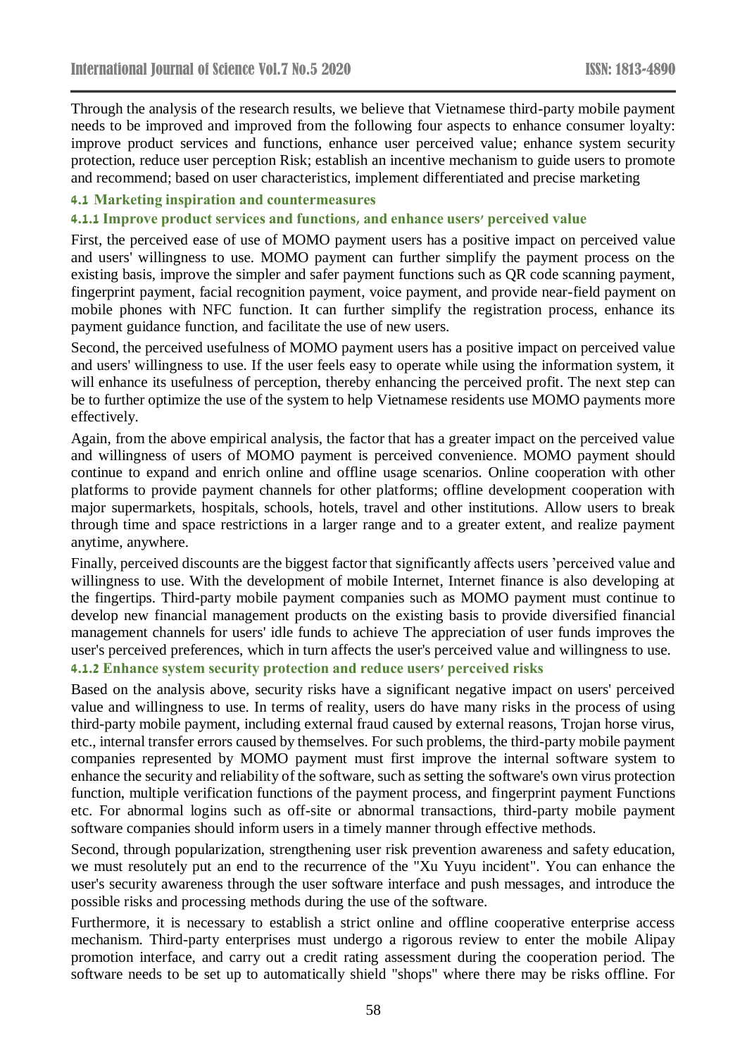Through the analysis of the research results, we believe that Vietnamese third-party mobile payment needs to be improved and improved from the following four aspects to enhance consumer loyalty: improve product services and functions, enhance user perceived value; enhance system security protection, reduce user perception Risk; establish an incentive mechanism to guide users to promote and recommend; based on user characteristics, implement differentiated and precise marketing

## 4.1 Marketing inspiration and countermeasures

### 4.1.1 Improve product services and functions, and enhance users' perceived value

First, the perceived ease of use of MOMO payment users has a positive impact on perceived value and users' willingness to use. MOMO payment can further simplify the payment process on the existing basis, improve the simpler and safer payment functions such as QR code scanning payment, fingerprint payment, facial recognition payment, voice payment, and provide near-field payment on mobile phones with NFC function. It can further simplify the registration process, enhance its payment guidance function, and facilitate the use of new users.

Second, the perceived usefulness of MOMO payment users has a positive impact on perceived value and users' willingness to use. If the user feels easy to operate while using the information system, it will enhance its usefulness of perception, thereby enhancing the perceived profit. The next step can be to further optimize the use of the system to help Vietnamese residents use MOMO payments more effectively.

Again, from the above empirical analysis, the factor that has a greater impact on the perceived value and willingness of users of MOMO payment is perceived convenience. MOMO payment should continue to expand and enrich online and offline usage scenarios. Online cooperation with other platforms to provide payment channels for other platforms; offline development cooperation with major supermarkets, hospitals, schools, hotels, travel and other institutions. Allow users to break through time and space restrictions in a larger range and to a greater extent, and realize payment anytime, anywhere.

Finally, perceived discounts are the biggest factor that significantly affects users 'perceived value and willingness to use. With the development of mobile Internet, Internet finance is also developing at the fingertips. Third-party mobile payment companies such as MOMO payment must continue to develop new financial management products on the existing basis to provide diversified financial management channels for users' idle funds to achieve The appreciation of user funds improves the user's perceived preferences, which in turn affects the user's perceived value and willingness to use.

### 4.1.2 Enhance system security protection and reduce users' perceived risks

Based on the analysis above, security risks have a significant negative impact on users' perceived value and willingness to use. In terms of reality, users do have many risks in the process of using third-party mobile payment, including external fraud caused by external reasons, Trojan horse virus, etc., internal transfer errors caused by themselves. For such problems, the third-party mobile payment companies represented by MOMO payment must first improve the internal software system to enhance the security and reliability of the software, such as setting the software's own virus protection function, multiple verification functions of the payment process, and fingerprint payment Functions etc. For abnormal logins such as off-site or abnormal transactions, third-party mobile payment software companies should inform users in a timely manner through effective methods.

Second, through popularization, strengthening user risk prevention awareness and safety education, we must resolutely put an end to the recurrence of the "Xu Yuyu incident". You can enhance the user's security awareness through the user software interface and push messages, and introduce the possible risks and processing methods during the use of the software.

Furthermore, it is necessary to establish a strict online and offline cooperative enterprise access mechanism. Third-party enterprises must undergo a rigorous review to enter the mobile Alipay promotion interface, and carry out a credit rating assessment during the cooperation period. The software needs to be set up to automatically shield "shops" where there may be risks offline. For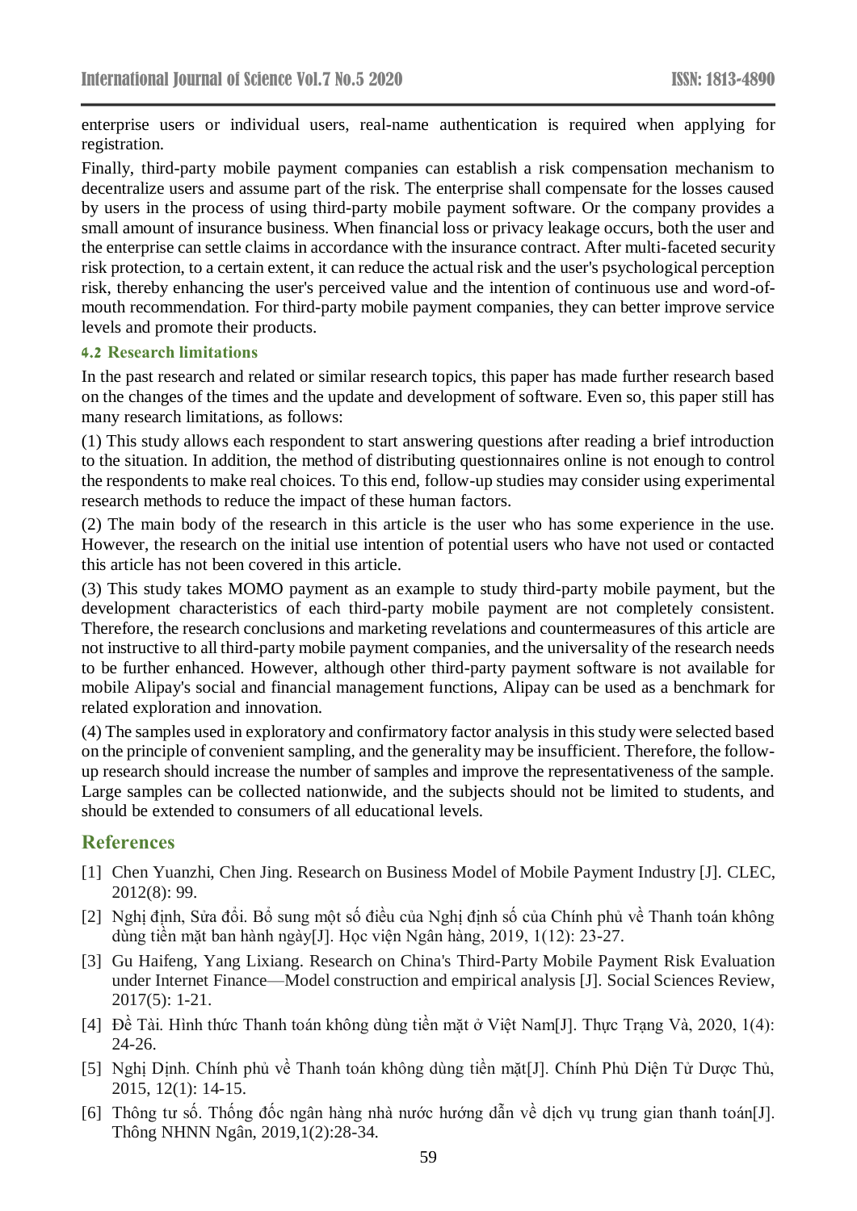enterprise users or individual users, real-name authentication is required when applying for registration.

Finally, third-party mobile payment companies can establish a risk compensation mechanism to decentralize users and assume part of the risk. The enterprise shall compensate for the losses caused by users in the process of using third-party mobile payment software. Or the company provides a small amount of insurance business. When financial loss or privacy leakage occurs, both the user and the enterprise can settle claims in accordance with the insurance contract. After multi-faceted security risk protection, to a certain extent, it can reduce the actual risk and the user's psychological perception risk, thereby enhancing the user's perceived value and the intention of continuous use and word-of-mouth recommendation. For third-party mobile payment companies, they can better improve service levels and promote their products.

### 4.2 Research limitations

In the past research and related or similar research topics, this paper has made further research based on the changes of the times and the update and development of software. Even so, this paper still has many research limitations, as follows:

(1) This study allows each respondent to start answering questions after reading a brief introduction to the situation. In addition, the method of distributing questionnaires online is not enough to control the respondents to make real choices. To this end, follow-up studies may consider using experimental research methods to reduce the impact of these human factors.

(2) The main body of the research in this article is the user who has some experience in the use. However, the research on the initial use intention of potential users who have not used or contacted this article has not been covered in this article.

(3) This study takes MOMO payment as an example to study third-party mobile payment, but the development characteristics of each third-party mobile payment are not completely consistent. Therefore, the research conclusions and marketing revelations and countermeasures of this article are not instructive to all third-party mobile payment companies, and the universality of the research needs to be further enhanced. However, although other third-party payment software is not available for mobile Alipay's social and financial management functions, Alipay can be used as a benchmark for related exploration and innovation.

(4) The samples used in exploratory and confirmatory factor analysis in this study were selected based on the principle of convenient sampling, and the generality may be insufficient. Therefore, the follow-up research should increase the number of samples and improve the representativeness of the sample. Large samples can be collected nationwide, and the subjects should not be limited to students, and should be extended to consumers of all educational levels.

## References

[1] Chen Yuanzhi, Chen Jing. Research on Business Model of Mobile Payment Industry [J]. CLEC, 2012(8): 99.

[2] Nghị định, Sửa đổi. Bổ sung một số điều của Nghị định số của Chính phủ về Thanh toán không dùng tiền mặt ban hành ngày[J]. Học viện Ngân hàng, 2019, 1(12): 23-27.

[3] Gu Haifeng, Yang Lixiang. Research on China's Third-Party Mobile Payment Risk Evaluation under Internet Finance—Model construction and empirical analysis [J]. Social Sciences Review, 2017(5): 1-21.

[4] Đề Tài. Hình thức Thanh toán không dùng tiền mặt ở Việt Nam[J]. Thực Trạng Và, 2020, 1(4): 24-26.

[5] Nghị Dịnh. Chính phủ về Thanh toán không dùng tiền mặt[J]. Chính Phủ Diện Tử Dược Thủ, 2015, 12(1): 14-15.

[6] Thông tư số. Thống đốc ngân hàng nhà nước hướng dẫn về dịch vụ trung gian thanh toán[J]. Thông NHNN Ngân, 2019,1(2):28-34.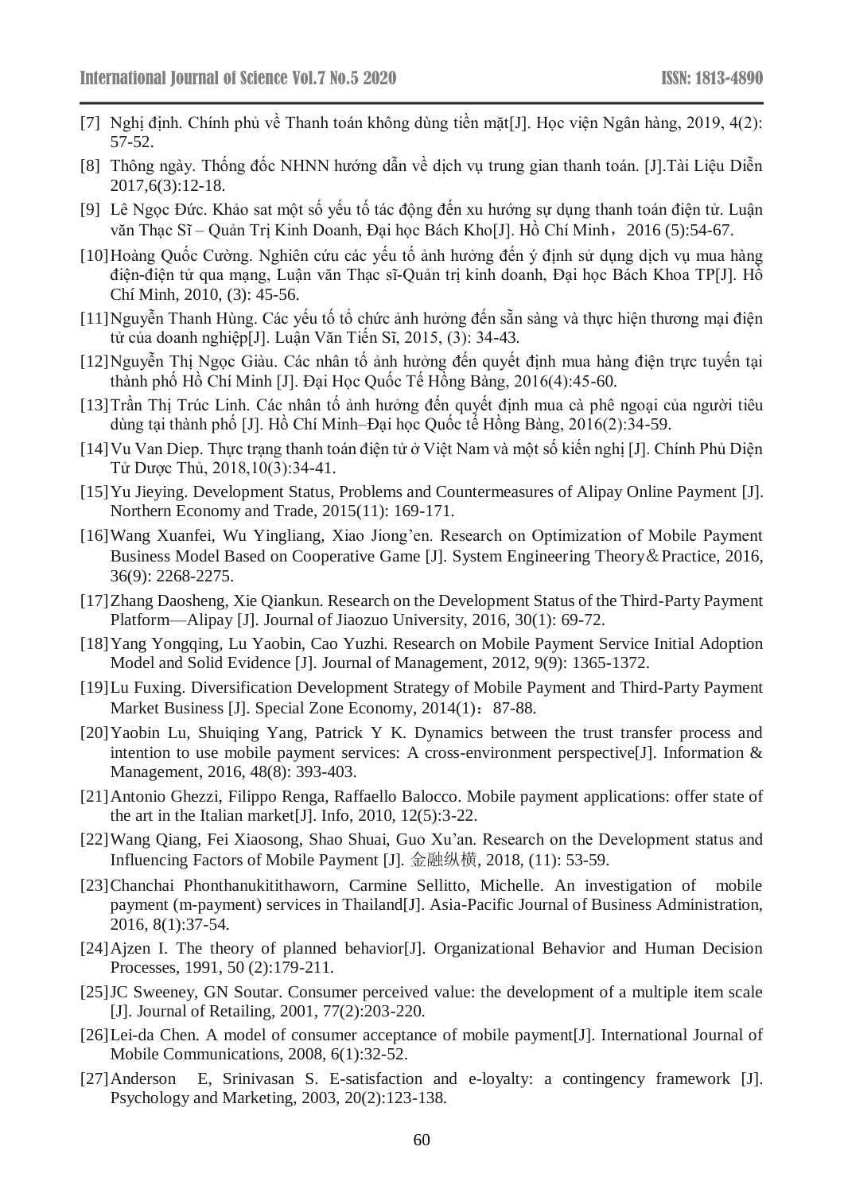[7] Nghị định. Chính phủ về Thanh toán không dùng tiền mặt[J]. Học viện Ngân hàng, 2019, 4(2): 57-52.

[8] Thông ngày. Thống đốc NHNN hướng dẫn về dịch vụ trung gian thanh toán. [J].Tài Liệu Diễn 2017,6(3):12-18.

[9] Lê Ngọc Đức. Khảo sat một số yếu tố tác động đến xu hướng sự dụng thanh toán điện tử. Luận văn Thạc Sĩ – Quản Trị Kinh Doanh, Đại học Bách Kho[J]. Hồ Chí Minh，2016 (5):54-67.

[10] Hoàng Quốc Cường. Nghiên cứu các yếu tố ảnh hưởng đến ý định sử dụng dịch vụ mua hàng điện-điện tử qua mạng, Luận văn Thạc sĩ-Quản trị kinh doanh, Đại học Bách Khoa TP[J]. Hồ Chí Minh, 2010, (3): 45-56.

[11] Nguyễn Thanh Hùng. Các yếu tố tổ chức ảnh hưởng đến sẵn sàng và thực hiện thương mại điện tử của doanh nghiệp[J]. Luận Văn Tiến Sĩ, 2015, (3): 34-43.

[12] Nguyễn Thị Ngọc Giàu. Các nhân tố ảnh hưởng đến quyết định mua hàng điện trực tuyến tại thành phố Hồ Chí Minh [J]. Đại Học Quốc Tế Hồng Bàng, 2016(4):45-60.

[13] Trần Thị Trúc Linh. Các nhân tố ảnh hưởng đến quyết định mua cà phê ngoại của người tiêu dùng tại thành phố [J]. Hồ Chí Minh–Đại học Quốc tế Hồng Bàng, 2016(2):34-59.

[14] Vu Van Diep. Thực trạng thanh toán điện tử ở Việt Nam và một số kiến nghị [J]. Chính Phủ Diện Tử Dược Thủ, 2018,10(3):34-41.

[15] Yu Jieying. Development Status, Problems and Countermeasures of Alipay Online Payment [J]. Northern Economy and Trade, 2015(11): 169-171.

[16] Wang Xuanfei, Wu Yingliang, Xiao Jiong'en. Research on Optimization of Mobile Payment Business Model Based on Cooperative Game [J]. System Engineering Theory＆Practice, 2016, 36(9): 2268-2275.

[17] Zhang Daosheng, Xie Qiankun. Research on the Development Status of the Third-Party Payment Platform—Alipay [J]. Journal of Jiaozuo University, 2016, 30(1): 69-72.

[18] Yang Yongqing, Lu Yaobin, Cao Yuzhi. Research on Mobile Payment Service Initial Adoption Model and Solid Evidence [J]. Journal of Management, 2012, 9(9): 1365-1372.

[19] Lu Fuxing. Diversification Development Strategy of Mobile Payment and Third-Party Payment Market Business [J]. Special Zone Economy, 2014(1)：87-88.

[20] Yaobin Lu, Shuiqing Yang, Patrick Y K. Dynamics between the trust transfer process and intention to use mobile payment services: A cross-environment perspective[J]. Information & Management, 2016, 48(8): 393-403.

[21] Antonio Ghezzi, Filippo Renga, Raffaello Balocco. Mobile payment applications: offer state of the art in the Italian market[J]. Info, 2010, 12(5):3-22.

[22] Wang Qiang, Fei Xiaosong, Shao Shuai, Guo Xu'an. Research on the Development status and Influencing Factors of Mobile Payment [J]. 金融纵横, 2018, (11): 53-59.

[23] Chanchai Phonthanukitithaworn, Carmine Sellitto, Michelle. An investigation of mobile payment (m-payment) services in Thailand[J]. Asia-Pacific Journal of Business Administration, 2016, 8(1):37-54.

[24] Ajzen I. The theory of planned behavior[J]. Organizational Behavior and Human Decision Processes, 1991, 50 (2):179-211.

[25] JC Sweeney, GN Soutar. Consumer perceived value: the development of a multiple item scale [J]. Journal of Retailing, 2001, 77(2):203-220.

[26] Lei-da Chen. A model of consumer acceptance of mobile payment[J]. International Journal of Mobile Communications, 2008, 6(1):32-52.

[27] Anderson E, Srinivasan S. E-satisfaction and e-loyalty: a contingency framework [J]. Psychology and Marketing, 2003, 20(2):123-138.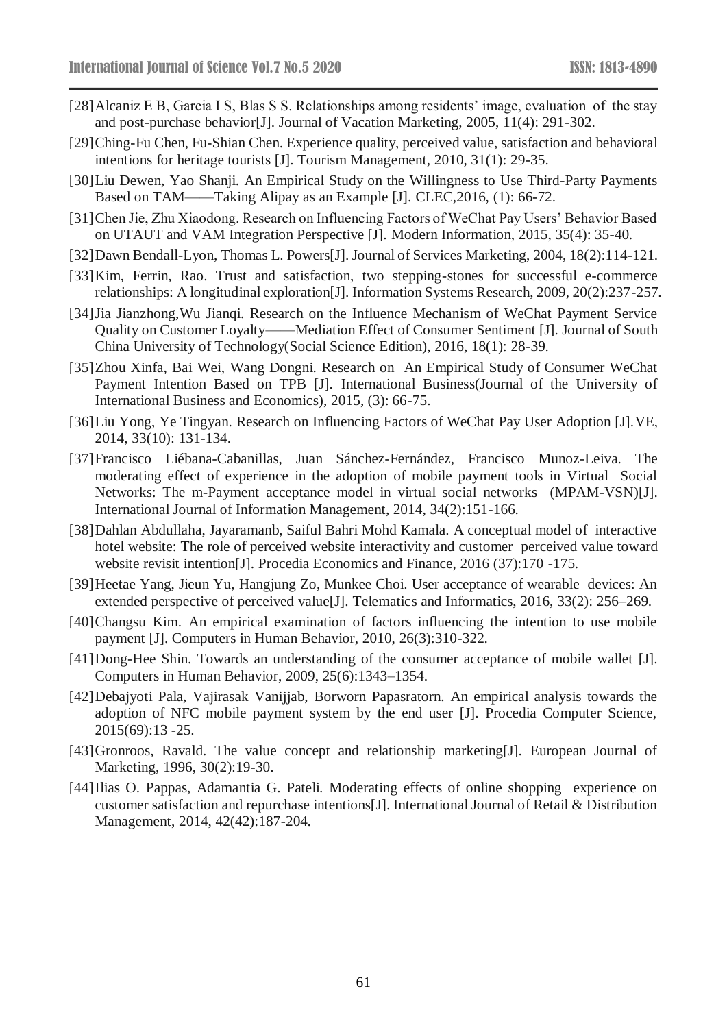[28] Alcaniz E B, Garcia I S, Blas S S. Relationships among residents' image, evaluation of the stay and post-purchase behavior[J]. Journal of Vacation Marketing, 2005, 11(4): 291-302.

[29] Ching-Fu Chen, Fu-Shian Chen. Experience quality, perceived value, satisfaction and behavioral intentions for heritage tourists [J]. Tourism Management, 2010, 31(1): 29-35.

[30] Liu Dewen, Yao Shanji. An Empirical Study on the Willingness to Use Third-Party Payments Based on TAM——Taking Alipay as an Example [J]. CLEC,2016, (1): 66-72.

[31] Chen Jie, Zhu Xiaodong. Research on Influencing Factors of WeChat Pay Users' Behavior Based on UTAUT and VAM Integration Perspective [J]. Modern Information, 2015, 35(4): 35-40.

[32] Dawn Bendall-Lyon, Thomas L. Powers[J]. Journal of Services Marketing, 2004, 18(2):114-121.

[33] Kim, Ferrin, Rao. Trust and satisfaction, two stepping-stones for successful e-commerce relationships: A longitudinal exploration[J]. Information Systems Research, 2009, 20(2):237-257.

[34] Jia Jianzhong,Wu Jianqi. Research on the Influence Mechanism of WeChat Payment Service Quality on Customer Loyalty——Mediation Effect of Consumer Sentiment [J]. Journal of South China University of Technology(Social Science Edition), 2016, 18(1): 28-39.

[35] Zhou Xinfa, Bai Wei, Wang Dongni. Research on An Empirical Study of Consumer WeChat Payment Intention Based on TPB [J]. International Business(Journal of the University of International Business and Economics), 2015, (3): 66-75.

[36] Liu Yong, Ye Tingyan. Research on Influencing Factors of WeChat Pay User Adoption [J].VE, 2014, 33(10): 131-134.

[37] Francisco Liébana-Cabanillas, Juan Sánchez-Fernández, Francisco Munoz-Leiva. The moderating effect of experience in the adoption of mobile payment tools in Virtual Social Networks: The m-Payment acceptance model in virtual social networks (MPAM-VSN)[J]. International Journal of Information Management, 2014, 34(2):151-166.

[38] Dahlan Abdullaha, Jayaramanb, Saiful Bahri Mohd Kamala. A conceptual model of interactive hotel website: The role of perceived website interactivity and customer perceived value toward website revisit intention[J]. Procedia Economics and Finance, 2016 (37):170 -175.

[39] Heetae Yang, Jieun Yu, Hangjung Zo, Munkee Choi. User acceptance of wearable devices: An extended perspective of perceived value[J]. Telematics and Informatics, 2016, 33(2): 256–269.

[40] Changsu Kim. An empirical examination of factors influencing the intention to use mobile payment [J]. Computers in Human Behavior, 2010, 26(3):310-322.

[41] Dong-Hee Shin. Towards an understanding of the consumer acceptance of mobile wallet [J]. Computers in Human Behavior, 2009, 25(6):1343–1354.

[42] Debajyoti Pala, Vajirasak Vanijjab, Borworn Papasratorn. An empirical analysis towards the adoption of NFC mobile payment system by the end user [J]. Procedia Computer Science, 2015(69):13 -25.

[43] Gronroos, Ravald. The value concept and relationship marketing[J]. European Journal of Marketing, 1996, 30(2):19-30.

[44] Ilias O. Pappas, Adamantia G. Pateli. Moderating effects of online shopping experience on customer satisfaction and repurchase intentions[J]. International Journal of Retail & Distribution Management, 2014, 42(42):187-204.